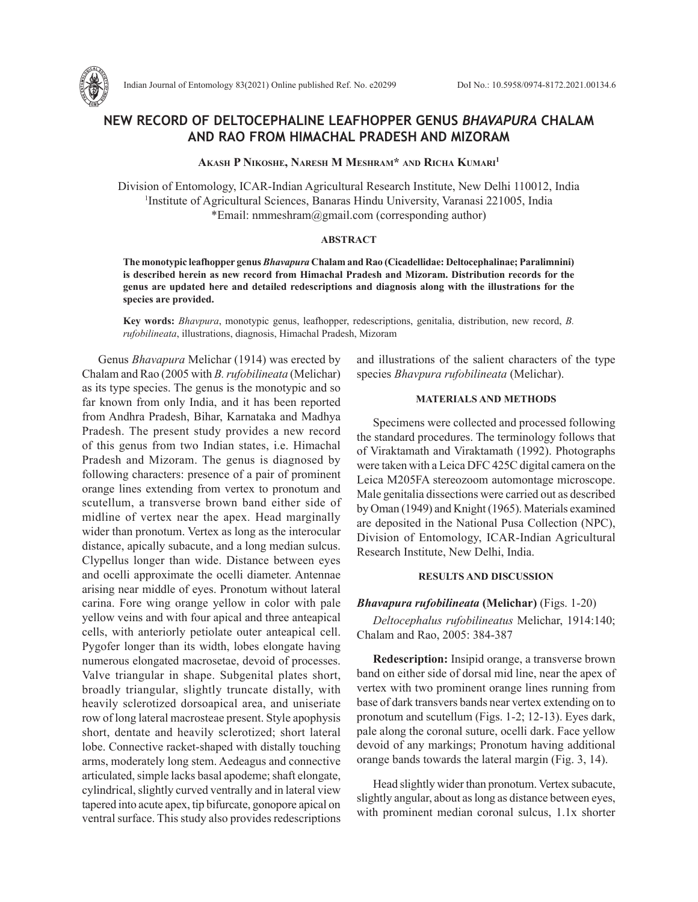# NEW RECORD OF DELTOCEPHALINE LEAFHOPPER GENUS *BHAVAPURA* CHALAM AND RAO FROM HIMACHAL PRADESH AND MIZORAM

**Akash P Nikoshe, Naresh M Meshram* and Richa Kumari[1]**

Division of Entomology, ICAR-Indian Agricultural Research Institute, New Delhi 110012, India
[1]Institute of Agricultural Sciences, Banaras Hindu University, Varanasi 221005, India
*Email: nmmeshram@gmail.com (corresponding author)

## ABSTRACT

**The monotypic leafhopper genus *Bhavapura* Chalam and Rao (Cicadellidae: Deltocephalinae; Paralimnini) is described herein as new record from Himachal Pradesh and Mizoram. Distribution records for the genus are updated here and detailed redescriptions and diagnosis along with the illustrations for the species are provided.**

**Key words:** *Bhavpura*, monotypic genus, leafhopper, redescriptions, genitalia, distribution, new record, *B. rufobilineata*, illustrations, diagnosis, Himachal Pradesh, Mizoram

Genus *Bhavapura* Melichar (1914) was erected by Chalam and Rao (2005 with *B. rufobilineata* (Melichar) as its type species. The genus is the monotypic and so far known from only India, and it has been reported from Andhra Pradesh, Bihar, Karnataka and Madhya Pradesh. The present study provides a new record of this genus from two Indian states, i.e. Himachal Pradesh and Mizoram. The genus is diagnosed by following characters: presence of a pair of prominent orange lines extending from vertex to pronotum and scutellum, a transverse brown band either side of midline of vertex near the apex. Head marginally wider than pronotum. Vertex as long as the interocular distance, apically subacute, and a long median sulcus. Clypellus longer than wide. Distance between eyes and ocelli approximate the ocelli diameter. Antennae arising near middle of eyes. Pronotum without lateral carina. Fore wing orange yellow in color with pale yellow veins and with four apical and three anteapical cells, with anteriorly petiolate outer anteapical cell. Pygofer longer than its width, lobes elongate having numerous elongated macrosetae, devoid of processes. Valve triangular in shape. Subgenital plates short, broadly triangular, slightly truncate distally, with heavily sclerotized dorsoapical area, and uniseriate row of long lateral macrosteae present. Style apophysis short, dentate and heavily sclerotized; short lateral lobe. Connective racket-shaped with distally touching arms, moderately long stem. Aedeagus and connective articulated, simple lacks basal apodeme; shaft elongate, cylindrical, slightly curved ventrally and in lateral view tapered into acute apex, tip bifurcate, gonopore apical on ventral surface. This study also provides redescriptions and illustrations of the salient characters of the type species *Bhavpura rufobilineata* (Melichar).

## MATERIALS AND METHODS

Specimens were collected and processed following the standard procedures. The terminology follows that of Viraktamath and Viraktamath (1992). Photographs were taken with a Leica DFC 425C digital camera on the Leica M205FA stereozoom automontage microscope. Male genitalia dissections were carried out as described by Oman (1949) and Knight (1965). Materials examined are deposited in the National Pusa Collection (NPC), Division of Entomology, ICAR-Indian Agricultural Research Institute, New Delhi, India.

## RESULTS AND DISCUSSION

### *Bhavapura rufobilineata* (Melichar) (Figs. 1-20)

*Deltocephalus rufobilineatus* Melichar, 1914:140; Chalam and Rao, 2005: 384-387

**Redescription:** Insipid orange, a transverse brown band on either side of dorsal mid line, near the apex of vertex with two prominent orange lines running from base of dark transvers bands near vertex extending on to pronotum and scutellum (Figs. 1-2; 12-13). Eyes dark, pale along the coronal suture, ocelli dark. Face yellow devoid of any markings; Pronotum having additional orange bands towards the lateral margin (Fig. 3, 14).

Head slightly wider than pronotum. Vertex subacute, slightly angular, about as long as distance between eyes, with prominent median coronal sulcus, 1.1x shorter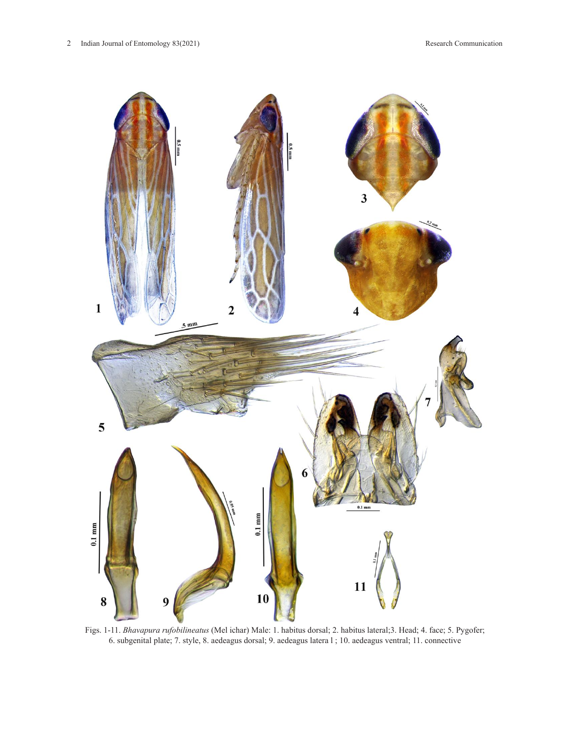Figs. 1-11. *Bhavapura rufobilineatus* (Mel ichar) Male: 1. habitus dorsal; 2. habitus lateral;3. Head; 4. face; 5. Pygofer; 6. subgenital plate; 7. style, 8. aedeagus dorsal; 9. aedeagus latera l ; 10. aedeagus ventral; 11. connective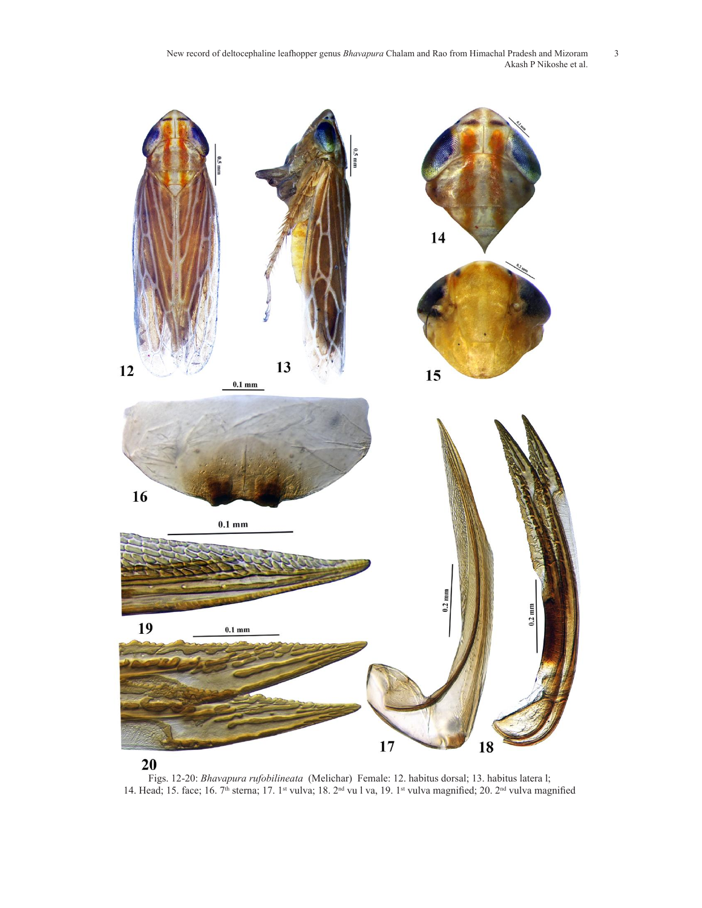Figs. 12-20: *Bhavapura rufobilineata* (Melichar) Female: 12. habitus dorsal; 13. habitus latera l; 14. Head; 15. face; 16. 7th sterna; 17. 1st vulva; 18. 2nd vu l va, 19. 1st vulva magnified; 20. 2nd vulva magnified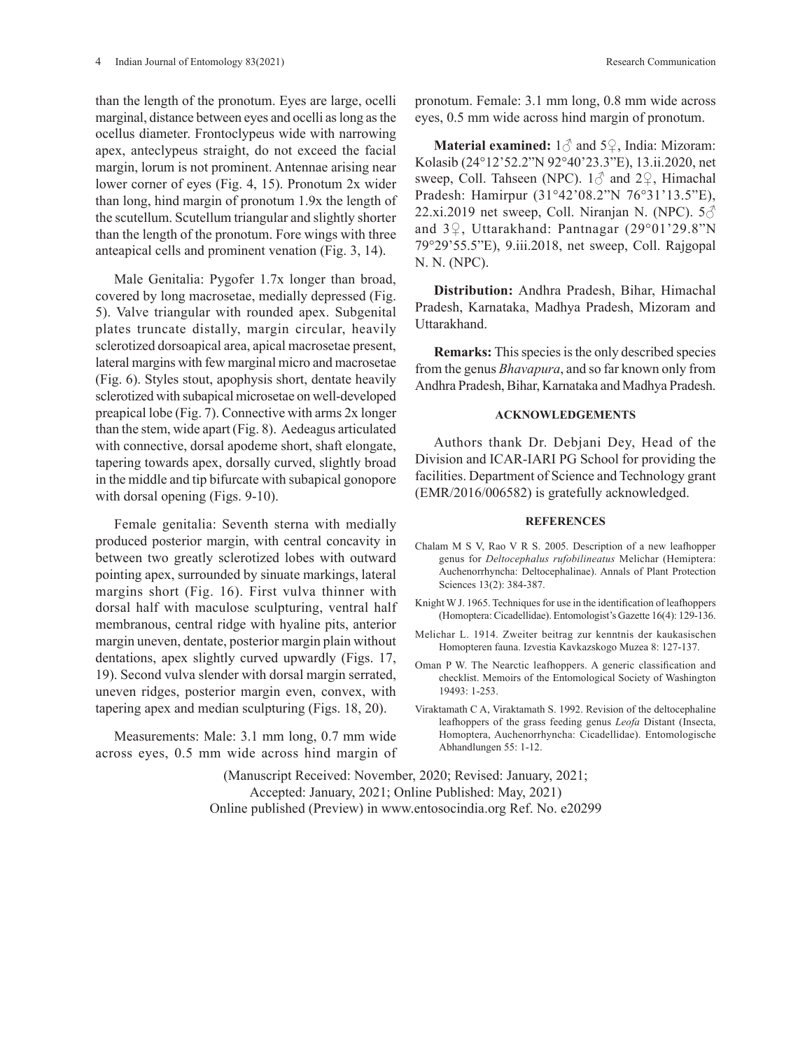than the length of the pronotum. Eyes are large, ocelli marginal, distance between eyes and ocelli as long as the ocellus diameter. Frontoclypeus wide with narrowing apex, anteclypeus straight, do not exceed the facial margin, lorum is not prominent. Antennae arising near lower corner of eyes (Fig. 4, 15). Pronotum 2x wider than long, hind margin of pronotum 1.9x the length of the scutellum. Scutellum triangular and slightly shorter than the length of the pronotum. Fore wings with three anteapical cells and prominent venation (Fig. 3, 14).

Male Genitalia: Pygofer 1.7x longer than broad, covered by long macrosetae, medially depressed (Fig. 5). Valve triangular with rounded apex. Subgenital plates truncate distally, margin circular, heavily sclerotized dorsoapical area, apical macrosetae present, lateral margins with few marginal micro and macrosetae (Fig. 6). Styles stout, apophysis short, dentate heavily sclerotized with subapical microsetae on well-developed preapical lobe (Fig. 7). Connective with arms 2x longer than the stem, wide apart (Fig. 8). Aedeagus articulated with connective, dorsal apodeme short, shaft elongate, tapering towards apex, dorsally curved, slightly broad in the middle and tip bifurcate with subapical gonopore with dorsal opening (Figs. 9-10).

Female genitalia: Seventh sterna with medially produced posterior margin, with central concavity in between two greatly sclerotized lobes with outward pointing apex, surrounded by sinuate markings, lateral margins short (Fig. 16). First vulva thinner with dorsal half with maculose sculpturing, ventral half membranous, central ridge with hyaline pits, anterior margin uneven, dentate, posterior margin plain without dentations, apex slightly curved upwardly (Figs. 17, 19). Second vulva slender with dorsal margin serrated, uneven ridges, posterior margin even, convex, with tapering apex and median sculpturing (Figs. 18, 20).

Measurements: Male: 3.1 mm long, 0.7 mm wide across eyes, 0.5 mm wide across hind margin of pronotum. Female: 3.1 mm long, 0.8 mm wide across eyes, 0.5 mm wide across hind margin of pronotum.

**Material examined:** 1♂ and 5♀, India: Mizoram: Kolasib (24°12'52.2"N 92°40'23.3"E), 13.ii.2020, net sweep, Coll. Tahseen (NPC). 1♂ and 2♀, Himachal Pradesh: Hamirpur (31°42'08.2"N 76°31'13.5"E), 22.xi.2019 net sweep, Coll. Niranjan N. (NPC). 5♂ and 3♀, Uttarakhand: Pantnagar (29°01'29.8"N 79°29'55.5"E), 9.iii.2018, net sweep, Coll. Rajgopal N. N. (NPC).

**Distribution:** Andhra Pradesh, Bihar, Himachal Pradesh, Karnataka, Madhya Pradesh, Mizoram and Uttarakhand.

**Remarks:** This species is the only described species from the genus *Bhavapura*, and so far known only from Andhra Pradesh, Bihar, Karnataka and Madhya Pradesh.

## ACKNOWLEDGEMENTS

Authors thank Dr. Debjani Dey, Head of the Division and ICAR-IARI PG School for providing the facilities. Department of Science and Technology grant (EMR/2016/006582) is gratefully acknowledged.

## REFERENCES

Chalam M S V, Rao V R S. 2005. Description of a new leafhopper genus for *Deltocephalus rufobilineatus* Melichar (Hemiptera: Auchenorrhyncha: Deltocephalinae). Annals of Plant Protection Sciences 13(2): 384-387.

Knight W J. 1965. Techniques for use in the identification of leafhoppers (Homoptera: Cicadellidae). Entomologist's Gazette 16(4): 129-136.

Melichar L. 1914. Zweiter beitrag zur kenntnis der kaukasischen Homopteren fauna. Izvestia Kavkazskogo Muzea 8: 127-137.

Oman P W. The Nearctic leafhoppers. A generic classification and checklist. Memoirs of the Entomological Society of Washington 19493: 1-253.

Viraktamath C A, Viraktamath S. 1992. Revision of the deltocephaline leafhoppers of the grass feeding genus *Leofa* Distant (Insecta, Homoptera, Auchenorrhyncha: Cicadellidae). Entomologische Abhandlungen 55: 1-12.

(Manuscript Received: November, 2020; Revised: January, 2021; Accepted: January, 2021; Online Published: May, 2021)
Online published (Preview) in www.entosocindia.org Ref. No. e20299